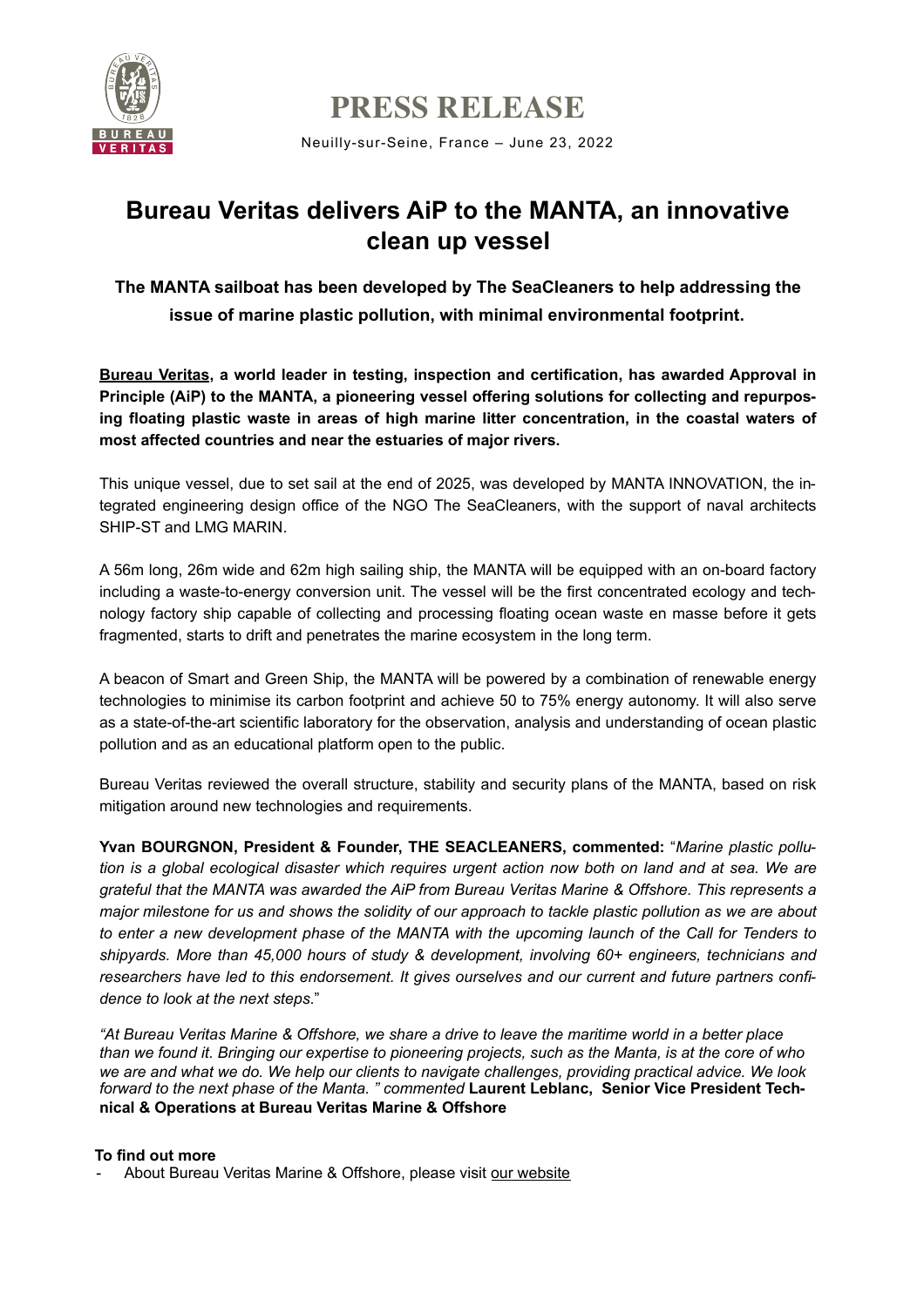# PRESS RELEASE

Neuilly-sur-Seine, France – June 23, 2022

## Bureau Veritas delivers AiP to the MANTA, an innovative clean up vessel

### The MANTA sailboat has been developed by The SeaCleaners to help addressing the issue of marine plastic pollution, with minimal environmental footprint.

**Bureau Veritas, a world leader in testing, inspection and certification, has awarded Approval in Principle (AiP) to the MANTA, a pioneering vessel offering solutions for collecting and repurposing floating plastic waste in areas of high marine litter concentration, in the coastal waters of most affected countries and near the estuaries of major rivers.**

This unique vessel, due to set sail at the end of 2025, was developed by MANTA INNOVATION, the integrated engineering design office of the NGO The SeaCleaners, with the support of naval architects SHIP-ST and LMG MARIN.

A 56m long, 26m wide and 62m high sailing ship, the MANTA will be equipped with an on-board factory including a waste-to-energy conversion unit. The vessel will be the first concentrated ecology and technology factory ship capable of collecting and processing floating ocean waste en masse before it gets fragmented, starts to drift and penetrates the marine ecosystem in the long term.

A beacon of Smart and Green Ship, the MANTA will be powered by a combination of renewable energy technologies to minimise its carbon footprint and achieve 50 to 75% energy autonomy. It will also serve as a state-of-the-art scientific laboratory for the observation, analysis and understanding of ocean plastic pollution and as an educational platform open to the public.

Bureau Veritas reviewed the overall structure, stability and security plans of the MANTA, based on risk mitigation around new technologies and requirements.

**Yvan BOURGNON, President & Founder, THE SEACLEANERS, commented:** "*Marine plastic pollution is a global ecological disaster which requires urgent action now both on land and at sea. We are grateful that the MANTA was awarded the AiP from Bureau Veritas Marine & Offshore. This represents a major milestone for us and shows the solidity of our approach to tackle plastic pollution as we are about to enter a new development phase of the MANTA with the upcoming launch of the Call for Tenders to shipyards. More than 45,000 hours of study & development, involving 60+ engineers, technicians and researchers have led to this endorsement. It gives ourselves and our current and future partners confidence to look at the next steps*."

*"At Bureau Veritas Marine & Offshore, we share a drive to leave the maritime world in a better place than we found it. Bringing our expertise to pioneering projects, such as the Manta, is at the core of who we are and what we do. We help our clients to navigate challenges, providing practical advice. We look forward to the next phase of the Manta. " commented* **Laurent Leblanc, Senior Vice President Technical & Operations at Bureau Veritas Marine & Offshore**

**To find out more**

- About Bureau Veritas Marine & Offshore, please visit our website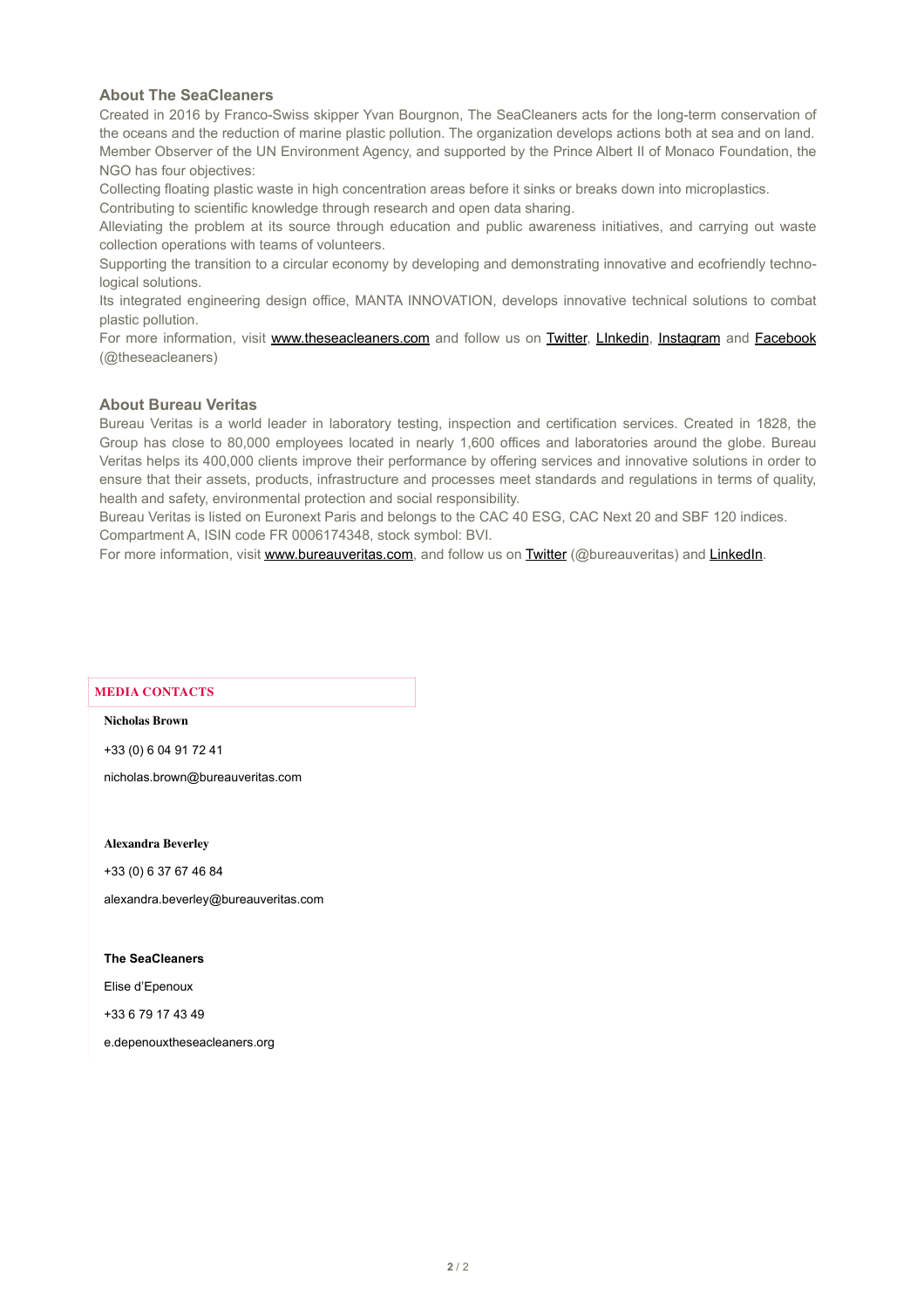## About The SeaCleaners

Created in 2016 by Franco-Swiss skipper Yvan Bourgnon, The SeaCleaners acts for the long-term conservation of the oceans and the reduction of marine plastic pollution. The organization develops actions both at sea and on land. Member Observer of the UN Environment Agency, and supported by the Prince Albert II of Monaco Foundation, the NGO has four objectives:

Collecting floating plastic waste in high concentration areas before it sinks or breaks down into microplastics.

Contributing to scientific knowledge through research and open data sharing.

Alleviating the problem at its source through education and public awareness initiatives, and carrying out waste collection operations with teams of volunteers.

Supporting the transition to a circular economy by developing and demonstrating innovative and ecofriendly technological solutions.

Its integrated engineering design office, MANTA INNOVATION, develops innovative technical solutions to combat plastic pollution.

For more information, visit www.theseacleaners.com and follow us on Twitter, LInkedin, Instagram and Facebook (@theseacleaners)

## About Bureau Veritas

Bureau Veritas is a world leader in laboratory testing, inspection and certification services. Created in 1828, the Group has close to 80,000 employees located in nearly 1,600 offices and laboratories around the globe. Bureau Veritas helps its 400,000 clients improve their performance by offering services and innovative solutions in order to ensure that their assets, products, infrastructure and processes meet standards and regulations in terms of quality, health and safety, environmental protection and social responsibility.

Bureau Veritas is listed on Euronext Paris and belongs to the CAC 40 ESG, CAC Next 20 and SBF 120 indices. Compartment A, ISIN code FR 0006174348, stock symbol: BVI.

For more information, visit www.bureauveritas.com, and follow us on Twitter (@bureauveritas) and LinkedIn.

**MEDIA CONTACTS**

**Nicholas Brown**

+33 (0) 6 04 91 72 41

nicholas.brown@bureauveritas.com

**Alexandra Beverley**

+33 (0) 6 37 67 46 84

alexandra.beverley@bureauveritas.com

**The SeaCleaners**

Elise d'Epenoux

+33 6 79 17 43 49

e.depenouxtheseacleaners.org